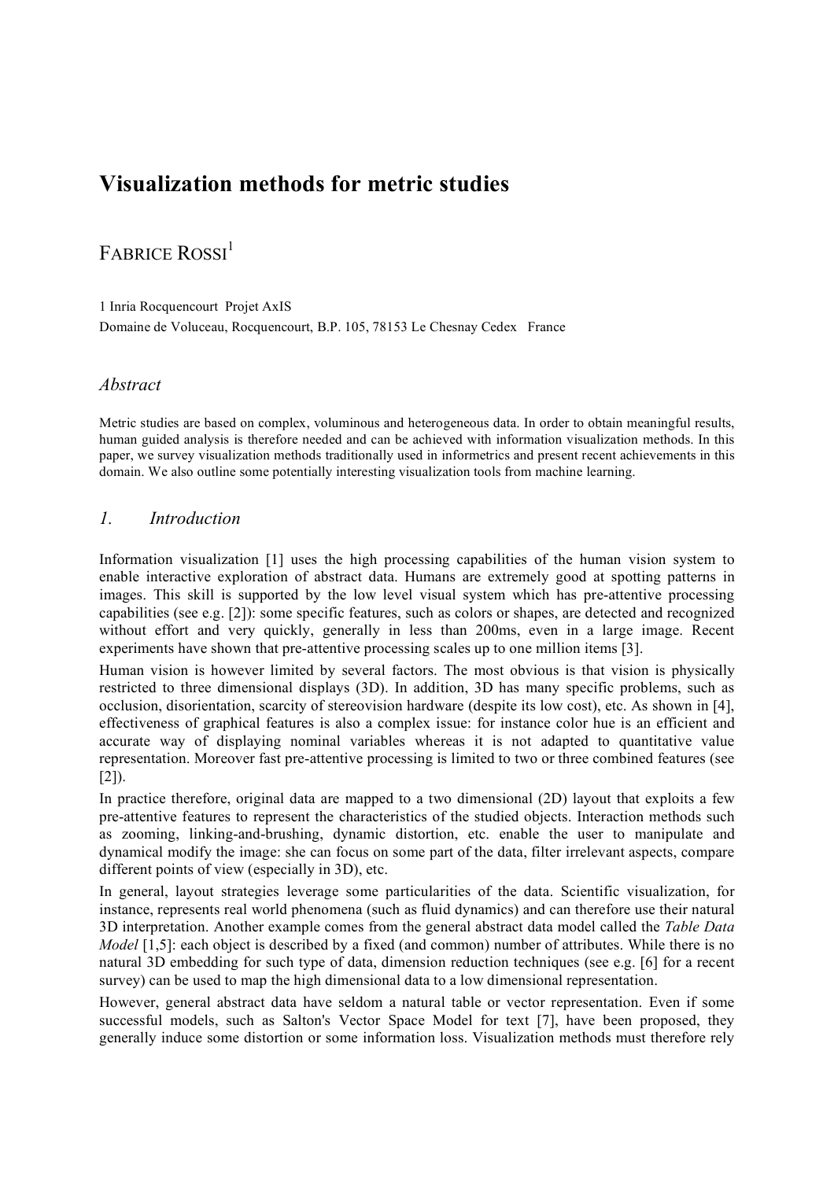# Visualization methods for metric studies

FABRICE ROSSI[1]

1 Inria Rocquencourt Projet AxIS
Domaine de Voluceau, Rocquencourt, B.P. 105, 78153 Le Chesnay Cedex France

## *Abstract*

Metric studies are based on complex, voluminous and heterogeneous data. In order to obtain meaningful results, human guided analysis is therefore needed and can be achieved with information visualization methods. In this paper, we survey visualization methods traditionally used in informetrics and present recent achievements in this domain. We also outline some potentially interesting visualization tools from machine learning.

## *1. Introduction*

Information visualization [1] uses the high processing capabilities of the human vision system to enable interactive exploration of abstract data. Humans are extremely good at spotting patterns in images. This skill is supported by the low level visual system which has pre-attentive processing capabilities (see e.g. [2]): some specific features, such as colors or shapes, are detected and recognized without effort and very quickly, generally in less than 200ms, even in a large image. Recent experiments have shown that pre-attentive processing scales up to one million items [3].

Human vision is however limited by several factors. The most obvious is that vision is physically restricted to three dimensional displays (3D). In addition, 3D has many specific problems, such as occlusion, disorientation, scarcity of stereovision hardware (despite its low cost), etc. As shown in [4], effectiveness of graphical features is also a complex issue: for instance color hue is an efficient and accurate way of displaying nominal variables whereas it is not adapted to quantitative value representation. Moreover fast pre-attentive processing is limited to two or three combined features (see [2]).

In practice therefore, original data are mapped to a two dimensional (2D) layout that exploits a few pre-attentive features to represent the characteristics of the studied objects. Interaction methods such as zooming, linking-and-brushing, dynamic distortion, etc. enable the user to manipulate and dynamical modify the image: she can focus on some part of the data, filter irrelevant aspects, compare different points of view (especially in 3D), etc.

In general, layout strategies leverage some particularities of the data. Scientific visualization, for instance, represents real world phenomena (such as fluid dynamics) and can therefore use their natural 3D interpretation. Another example comes from the general abstract data model called the *Table Data Model* [1,5]: each object is described by a fixed (and common) number of attributes. While there is no natural 3D embedding for such type of data, dimension reduction techniques (see e.g. [6] for a recent survey) can be used to map the high dimensional data to a low dimensional representation.

However, general abstract data have seldom a natural table or vector representation. Even if some successful models, such as Salton's Vector Space Model for text [7], have been proposed, they generally induce some distortion or some information loss. Visualization methods must therefore rely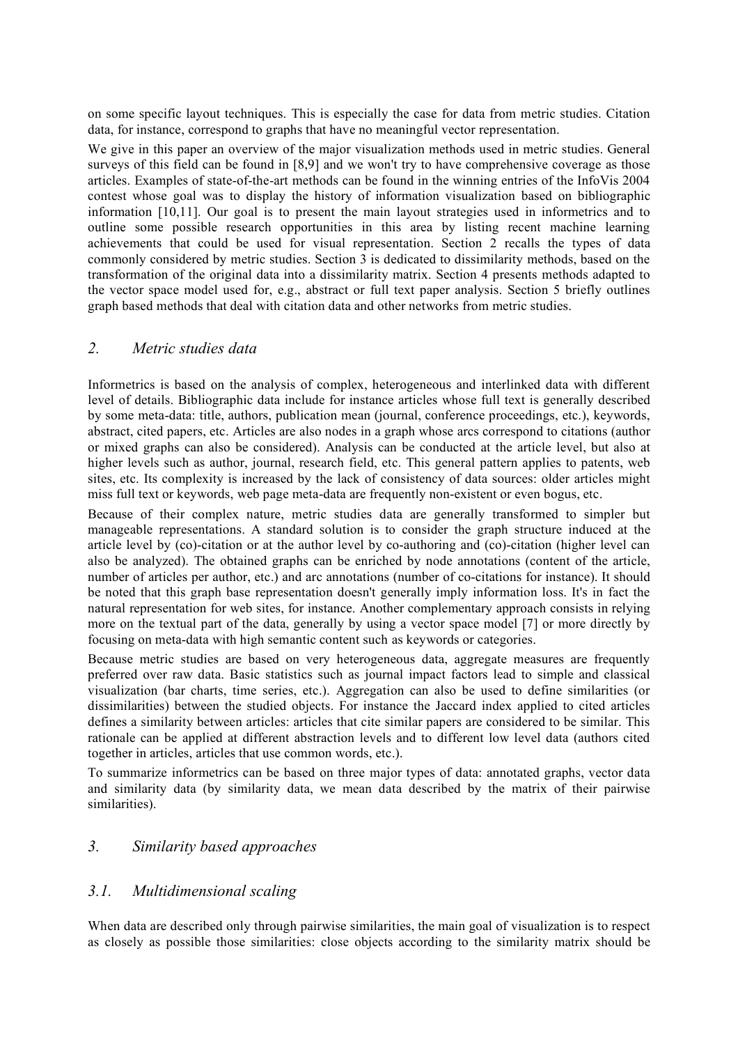on some specific layout techniques. This is especially the case for data from metric studies. Citation data, for instance, correspond to graphs that have no meaningful vector representation.

We give in this paper an overview of the major visualization methods used in metric studies. General surveys of this field can be found in [8,9] and we won't try to have comprehensive coverage as those articles. Examples of state-of-the-art methods can be found in the winning entries of the InfoVis 2004 contest whose goal was to display the history of information visualization based on bibliographic information [10,11]. Our goal is to present the main layout strategies used in informetrics and to outline some possible research opportunities in this area by listing recent machine learning achievements that could be used for visual representation. Section 2 recalls the types of data commonly considered by metric studies. Section 3 is dedicated to dissimilarity methods, based on the transformation of the original data into a dissimilarity matrix. Section 4 presents methods adapted to the vector space model used for, e.g., abstract or full text paper analysis. Section 5 briefly outlines graph based methods that deal with citation data and other networks from metric studies.

## *2. Metric studies data*

Informetrics is based on the analysis of complex, heterogeneous and interlinked data with different level of details. Bibliographic data include for instance articles whose full text is generally described by some meta-data: title, authors, publication mean (journal, conference proceedings, etc.), keywords, abstract, cited papers, etc. Articles are also nodes in a graph whose arcs correspond to citations (author or mixed graphs can also be considered). Analysis can be conducted at the article level, but also at higher levels such as author, journal, research field, etc. This general pattern applies to patents, web sites, etc. Its complexity is increased by the lack of consistency of data sources: older articles might miss full text or keywords, web page meta-data are frequently non-existent or even bogus, etc.

Because of their complex nature, metric studies data are generally transformed to simpler but manageable representations. A standard solution is to consider the graph structure induced at the article level by (co)-citation or at the author level by co-authoring and (co)-citation (higher level can also be analyzed). The obtained graphs can be enriched by node annotations (content of the article, number of articles per author, etc.) and arc annotations (number of co-citations for instance). It should be noted that this graph base representation doesn't generally imply information loss. It's in fact the natural representation for web sites, for instance. Another complementary approach consists in relying more on the textual part of the data, generally by using a vector space model [7] or more directly by focusing on meta-data with high semantic content such as keywords or categories.

Because metric studies are based on very heterogeneous data, aggregate measures are frequently preferred over raw data. Basic statistics such as journal impact factors lead to simple and classical visualization (bar charts, time series, etc.). Aggregation can also be used to define similarities (or dissimilarities) between the studied objects. For instance the Jaccard index applied to cited articles defines a similarity between articles: articles that cite similar papers are considered to be similar. This rationale can be applied at different abstraction levels and to different low level data (authors cited together in articles, articles that use common words, etc.).

To summarize informetrics can be based on three major types of data: annotated graphs, vector data and similarity data (by similarity data, we mean data described by the matrix of their pairwise similarities).

## *3. Similarity based approaches*

### *3.1. Multidimensional scaling*

When data are described only through pairwise similarities, the main goal of visualization is to respect as closely as possible those similarities: close objects according to the similarity matrix should be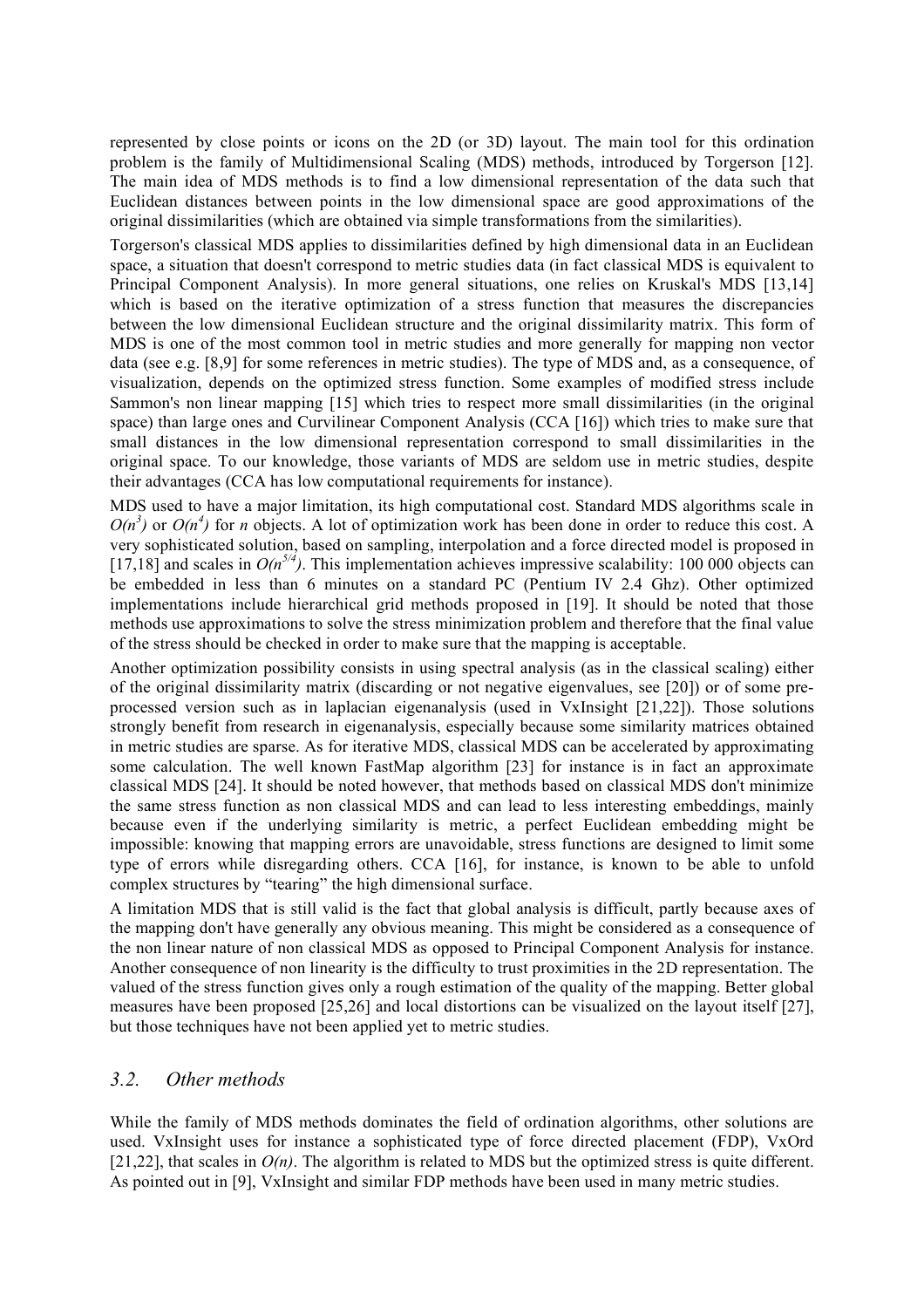represented by close points or icons on the 2D (or 3D) layout. The main tool for this ordination problem is the family of Multidimensional Scaling (MDS) methods, introduced by Torgerson [12]. The main idea of MDS methods is to find a low dimensional representation of the data such that Euclidean distances between points in the low dimensional space are good approximations of the original dissimilarities (which are obtained via simple transformations from the similarities).

Torgerson's classical MDS applies to dissimilarities defined by high dimensional data in an Euclidean space, a situation that doesn't correspond to metric studies data (in fact classical MDS is equivalent to Principal Component Analysis). In more general situations, one relies on Kruskal's MDS [13,14] which is based on the iterative optimization of a stress function that measures the discrepancies between the low dimensional Euclidean structure and the original dissimilarity matrix. This form of MDS is one of the most common tool in metric studies and more generally for mapping non vector data (see e.g. [8,9] for some references in metric studies). The type of MDS and, as a consequence, of visualization, depends on the optimized stress function. Some examples of modified stress include Sammon's non linear mapping [15] which tries to respect more small dissimilarities (in the original space) than large ones and Curvilinear Component Analysis (CCA [16]) which tries to make sure that small distances in the low dimensional representation correspond to small dissimilarities in the original space. To our knowledge, those variants of MDS are seldom use in metric studies, despite their advantages (CCA has low computational requirements for instance).

MDS used to have a major limitation, its high computational cost. Standard MDS algorithms scale in $O(n^3)$ or $O(n^4)$ for $n$ objects. A lot of optimization work has been done in order to reduce this cost. A very sophisticated solution, based on sampling, interpolation and a force directed model is proposed in [17,18] and scales in $O(n^{5/4})$. This implementation achieves impressive scalability: 100 000 objects can be embedded in less than 6 minutes on a standard PC (Pentium IV 2.4 Ghz). Other optimized implementations include hierarchical grid methods proposed in [19]. It should be noted that those methods use approximations to solve the stress minimization problem and therefore that the final value of the stress should be checked in order to make sure that the mapping is acceptable.

Another optimization possibility consists in using spectral analysis (as in the classical scaling) either of the original dissimilarity matrix (discarding or not negative eigenvalues, see [20]) or of some pre-processed version such as in laplacian eigenanalysis (used in VxInsight [21,22]). Those solutions strongly benefit from research in eigenanalysis, especially because some similarity matrices obtained in metric studies are sparse. As for iterative MDS, classical MDS can be accelerated by approximating some calculation. The well known FastMap algorithm [23] for instance is in fact an approximate classical MDS [24]. It should be noted however, that methods based on classical MDS don't minimize the same stress function as non classical MDS and can lead to less interesting embeddings, mainly because even if the underlying similarity is metric, a perfect Euclidean embedding might be impossible: knowing that mapping errors are unavoidable, stress functions are designed to limit some type of errors while disregarding others. CCA [16], for instance, is known to be able to unfold complex structures by "tearing" the high dimensional surface.

A limitation MDS that is still valid is the fact that global analysis is difficult, partly because axes of the mapping don't have generally any obvious meaning. This might be considered as a consequence of the non linear nature of non classical MDS as opposed to Principal Component Analysis for instance. Another consequence of non linearity is the difficulty to trust proximities in the 2D representation. The valued of the stress function gives only a rough estimation of the quality of the mapping. Better global measures have been proposed [25,26] and local distortions can be visualized on the layout itself [27], but those techniques have not been applied yet to metric studies.

### *3.2. Other methods*

While the family of MDS methods dominates the field of ordination algorithms, other solutions are used. VxInsight uses for instance a sophisticated type of force directed placement (FDP), VxOrd [21,22], that scales in $O(n)$. The algorithm is related to MDS but the optimized stress is quite different. As pointed out in [9], VxInsight and similar FDP methods have been used in many metric studies.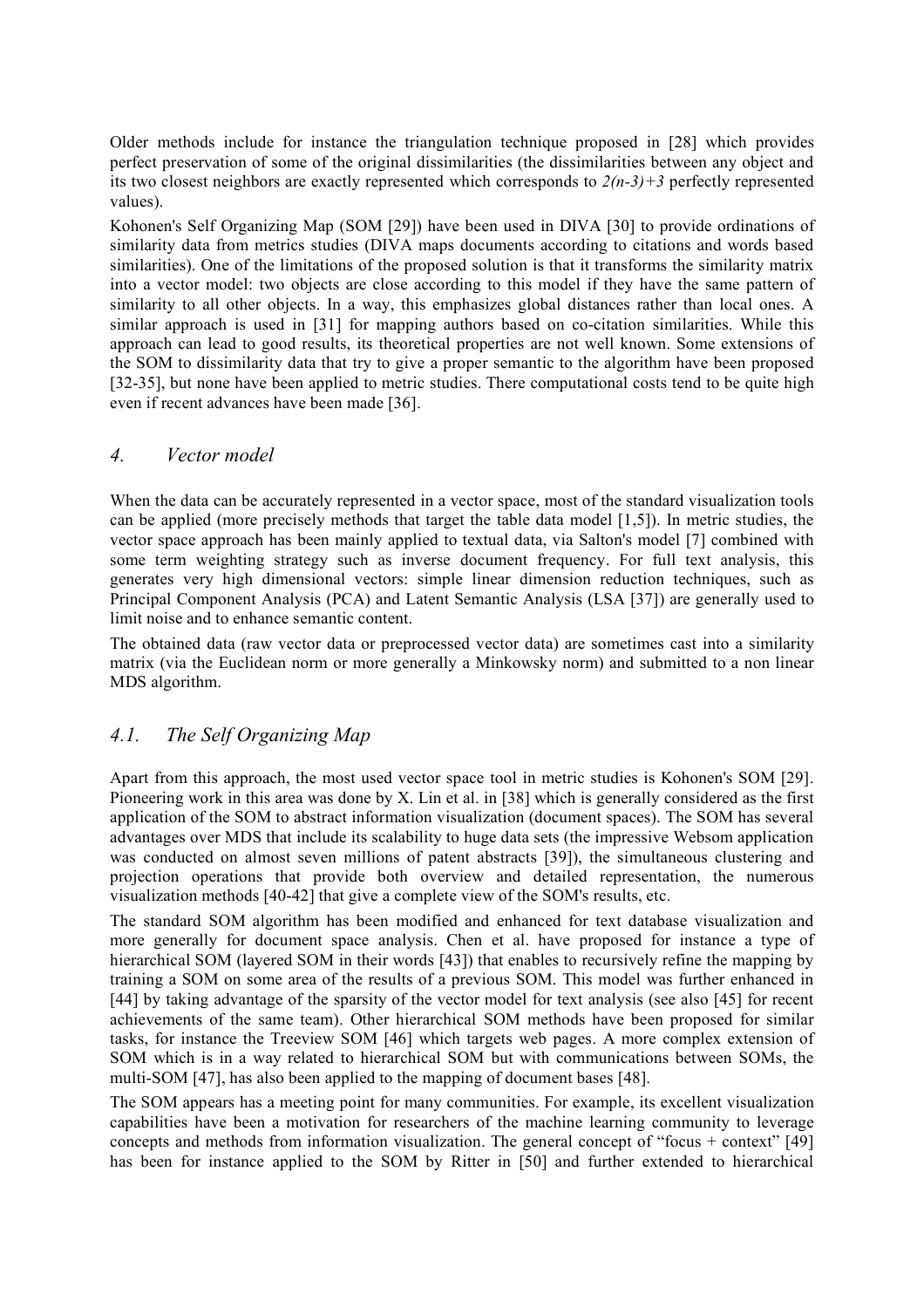Older methods include for instance the triangulation technique proposed in [28] which provides perfect preservation of some of the original dissimilarities (the dissimilarities between any object and its two closest neighbors are exactly represented which corresponds to $2(n-3)+3$ perfectly represented values).

Kohonen's Self Organizing Map (SOM [29]) have been used in DIVA [30] to provide ordinations of similarity data from metrics studies (DIVA maps documents according to citations and words based similarities). One of the limitations of the proposed solution is that it transforms the similarity matrix into a vector model: two objects are close according to this model if they have the same pattern of similarity to all other objects. In a way, this emphasizes global distances rather than local ones. A similar approach is used in [31] for mapping authors based on co-citation similarities. While this approach can lead to good results, its theoretical properties are not well known. Some extensions of the SOM to dissimilarity data that try to give a proper semantic to the algorithm have been proposed [32-35], but none have been applied to metric studies. There computational costs tend to be quite high even if recent advances have been made [36].

## *4. Vector model*

When the data can be accurately represented in a vector space, most of the standard visualization tools can be applied (more precisely methods that target the table data model [1,5]). In metric studies, the vector space approach has been mainly applied to textual data, via Salton's model [7] combined with some term weighting strategy such as inverse document frequency. For full text analysis, this generates very high dimensional vectors: simple linear dimension reduction techniques, such as Principal Component Analysis (PCA) and Latent Semantic Analysis (LSA [37]) are generally used to limit noise and to enhance semantic content.

The obtained data (raw vector data or preprocessed vector data) are sometimes cast into a similarity matrix (via the Euclidean norm or more generally a Minkowsky norm) and submitted to a non linear MDS algorithm.

### *4.1. The Self Organizing Map*

Apart from this approach, the most used vector space tool in metric studies is Kohonen's SOM [29]. Pioneering work in this area was done by X. Lin et al. in [38] which is generally considered as the first application of the SOM to abstract information visualization (document spaces). The SOM has several advantages over MDS that include its scalability to huge data sets (the impressive Websom application was conducted on almost seven millions of patent abstracts [39]), the simultaneous clustering and projection operations that provide both overview and detailed representation, the numerous visualization methods [40-42] that give a complete view of the SOM's results, etc.

The standard SOM algorithm has been modified and enhanced for text database visualization and more generally for document space analysis. Chen et al. have proposed for instance a type of hierarchical SOM (layered SOM in their words [43]) that enables to recursively refine the mapping by training a SOM on some area of the results of a previous SOM. This model was further enhanced in [44] by taking advantage of the sparsity of the vector model for text analysis (see also [45] for recent achievements of the same team). Other hierarchical SOM methods have been proposed for similar tasks, for instance the Treeview SOM [46] which targets web pages. A more complex extension of SOM which is in a way related to hierarchical SOM but with communications between SOMs, the multi-SOM [47], has also been applied to the mapping of document bases [48].

The SOM appears has a meeting point for many communities. For example, its excellent visualization capabilities have been a motivation for researchers of the machine learning community to leverage concepts and methods from information visualization. The general concept of "focus + context" [49] has been for instance applied to the SOM by Ritter in [50] and further extended to hierarchical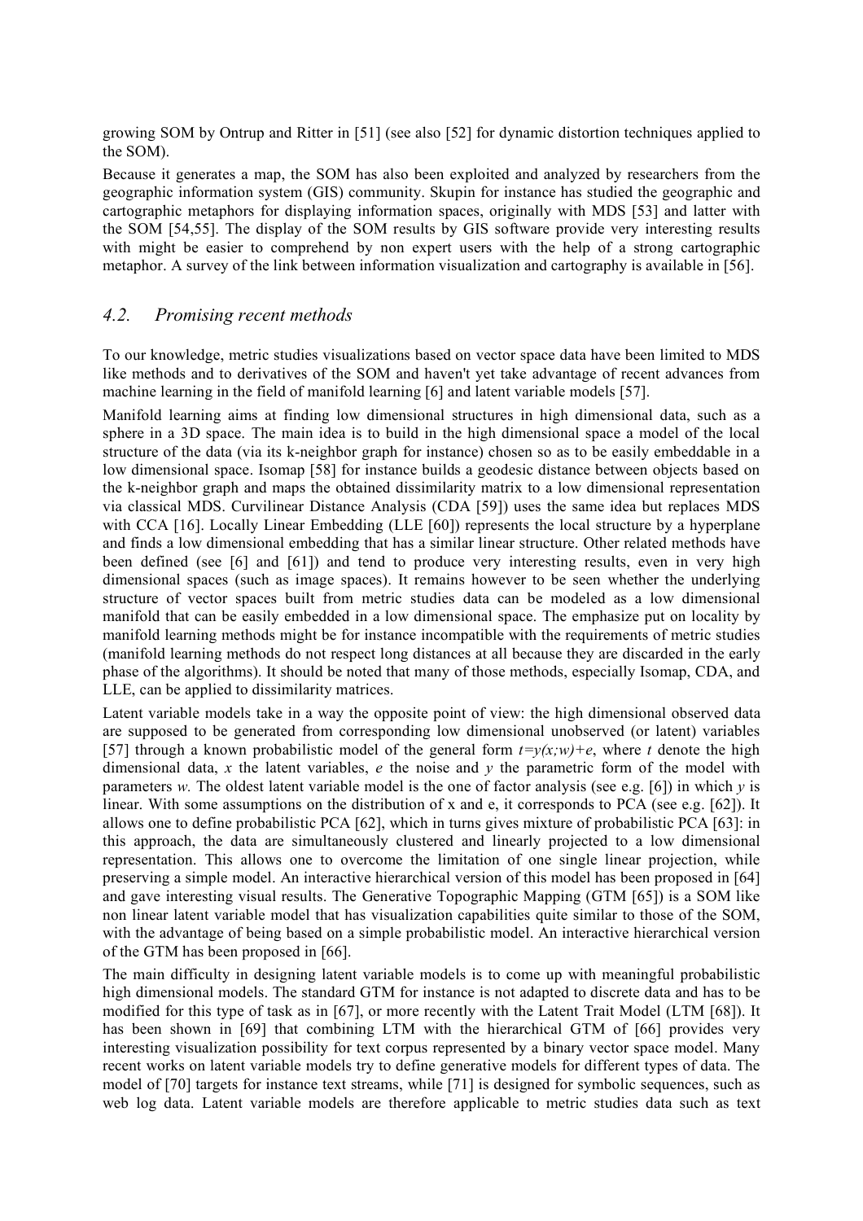growing SOM by Ontrup and Ritter in [51] (see also [52] for dynamic distortion techniques applied to the SOM).

Because it generates a map, the SOM has also been exploited and analyzed by researchers from the geographic information system (GIS) community. Skupin for instance has studied the geographic and cartographic metaphors for displaying information spaces, originally with MDS [53] and latter with the SOM [54,55]. The display of the SOM results by GIS software provide very interesting results with might be easier to comprehend by non expert users with the help of a strong cartographic metaphor. A survey of the link between information visualization and cartography is available in [56].

### *4.2. Promising recent methods*

To our knowledge, metric studies visualizations based on vector space data have been limited to MDS like methods and to derivatives of the SOM and haven't yet take advantage of recent advances from machine learning in the field of manifold learning [6] and latent variable models [57].

Manifold learning aims at finding low dimensional structures in high dimensional data, such as a sphere in a 3D space. The main idea is to build in the high dimensional space a model of the local structure of the data (via its k-neighbor graph for instance) chosen so as to be easily embeddable in a low dimensional space. Isomap [58] for instance builds a geodesic distance between objects based on the k-neighbor graph and maps the obtained dissimilarity matrix to a low dimensional representation via classical MDS. Curvilinear Distance Analysis (CDA [59]) uses the same idea but replaces MDS with CCA [16]. Locally Linear Embedding (LLE [60]) represents the local structure by a hyperplane and finds a low dimensional embedding that has a similar linear structure. Other related methods have been defined (see [6] and [61]) and tend to produce very interesting results, even in very high dimensional spaces (such as image spaces). It remains however to be seen whether the underlying structure of vector spaces built from metric studies data can be modeled as a low dimensional manifold that can be easily embedded in a low dimensional space. The emphasize put on locality by manifold learning methods might be for instance incompatible with the requirements of metric studies (manifold learning methods do not respect long distances at all because they are discarded in the early phase of the algorithms). It should be noted that many of those methods, especially Isomap, CDA, and LLE, can be applied to dissimilarity matrices.

Latent variable models take in a way the opposite point of view: the high dimensional observed data are supposed to be generated from corresponding low dimensional unobserved (or latent) variables [57] through a known probabilistic model of the general form $t=y(x;w)+e$, where $t$ denote the high dimensional data, $x$ the latent variables, $e$ the noise and $y$ the parametric form of the model with parameters $w$. The oldest latent variable model is the one of factor analysis (see e.g. [6]) in which $y$ is linear. With some assumptions on the distribution of x and e, it corresponds to PCA (see e.g. [62]). It allows one to define probabilistic PCA [62], which in turns gives mixture of probabilistic PCA [63]: in this approach, the data are simultaneously clustered and linearly projected to a low dimensional representation. This allows one to overcome the limitation of one single linear projection, while preserving a simple model. An interactive hierarchical version of this model has been proposed in [64] and gave interesting visual results. The Generative Topographic Mapping (GTM [65]) is a SOM like non linear latent variable model that has visualization capabilities quite similar to those of the SOM, with the advantage of being based on a simple probabilistic model. An interactive hierarchical version of the GTM has been proposed in [66].

The main difficulty in designing latent variable models is to come up with meaningful probabilistic high dimensional models. The standard GTM for instance is not adapted to discrete data and has to be modified for this type of task as in [67], or more recently with the Latent Trait Model (LTM [68]). It has been shown in [69] that combining LTM with the hierarchical GTM of [66] provides very interesting visualization possibility for text corpus represented by a binary vector space model. Many recent works on latent variable models try to define generative models for different types of data. The model of [70] targets for instance text streams, while [71] is designed for symbolic sequences, such as web log data. Latent variable models are therefore applicable to metric studies data such as text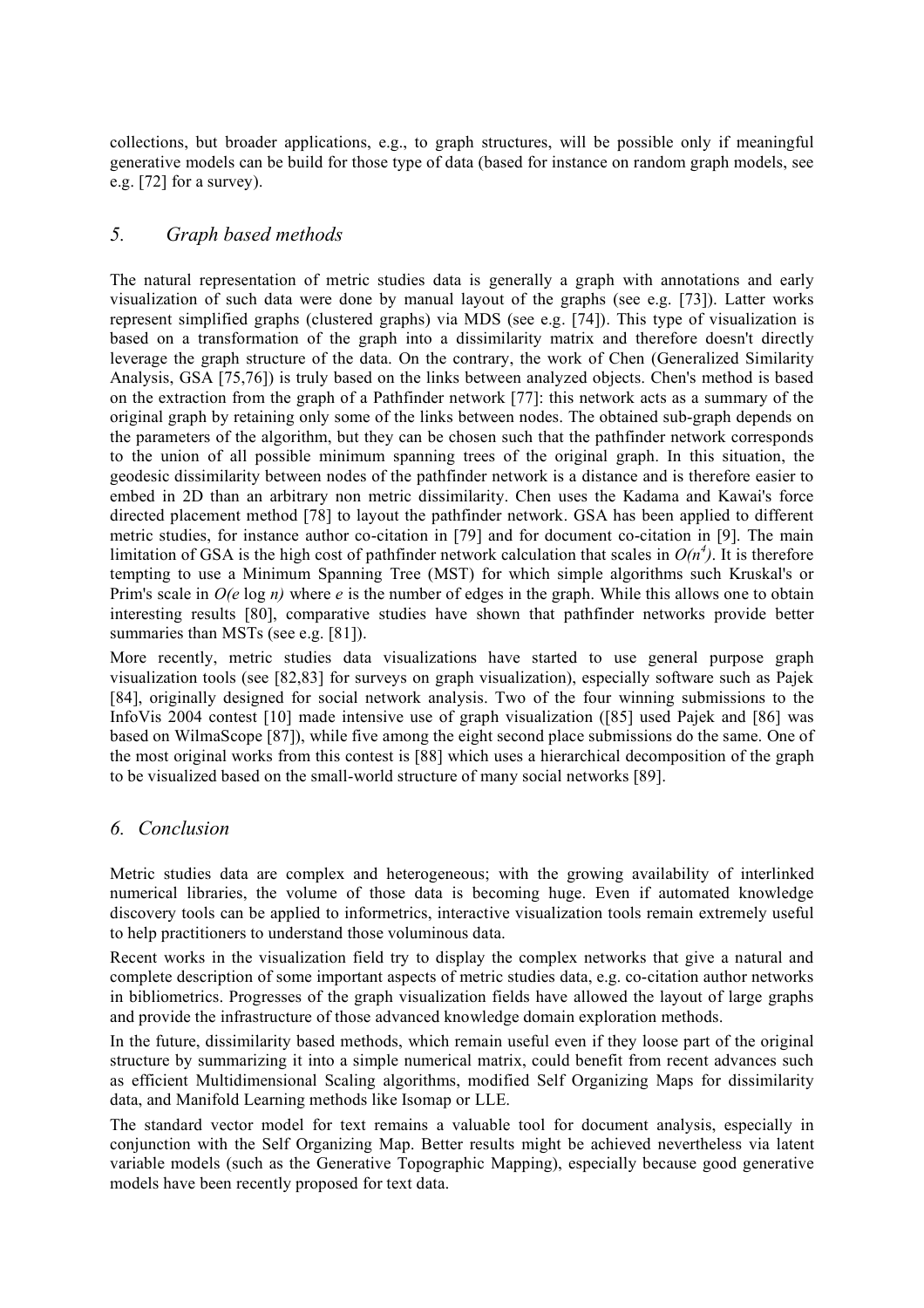collections, but broader applications, e.g., to graph structures, will be possible only if meaningful generative models can be build for those type of data (based for instance on random graph models, see e.g. [72] for a survey).

## *5. Graph based methods*

The natural representation of metric studies data is generally a graph with annotations and early visualization of such data were done by manual layout of the graphs (see e.g. [73]). Latter works represent simplified graphs (clustered graphs) via MDS (see e.g. [74]). This type of visualization is based on a transformation of the graph into a dissimilarity matrix and therefore doesn't directly leverage the graph structure of the data. On the contrary, the work of Chen (Generalized Similarity Analysis, GSA [75,76]) is truly based on the links between analyzed objects. Chen's method is based on the extraction from the graph of a Pathfinder network [77]: this network acts as a summary of the original graph by retaining only some of the links between nodes. The obtained sub-graph depends on the parameters of the algorithm, but they can be chosen such that the pathfinder network corresponds to the union of all possible minimum spanning trees of the original graph. In this situation, the geodesic dissimilarity between nodes of the pathfinder network is a distance and is therefore easier to embed in 2D than an arbitrary non metric dissimilarity. Chen uses the Kadama and Kawai's force directed placement method [78] to layout the pathfinder network. GSA has been applied to different metric studies, for instance author co-citation in [79] and for document co-citation in [9]. The main limitation of GSA is the high cost of pathfinder network calculation that scales in $O(n^4)$. It is therefore tempting to use a Minimum Spanning Tree (MST) for which simple algorithms such Kruskal's or Prim's scale in $O(e \log n)$ where $e$ is the number of edges in the graph. While this allows one to obtain interesting results [80], comparative studies have shown that pathfinder networks provide better summaries than MSTs (see e.g. [81]).

More recently, metric studies data visualizations have started to use general purpose graph visualization tools (see [82,83] for surveys on graph visualization), especially software such as Pajek [84], originally designed for social network analysis. Two of the four winning submissions to the InfoVis 2004 contest [10] made intensive use of graph visualization ([85] used Pajek and [86] was based on WilmaScope [87]), while five among the eight second place submissions do the same. One of the most original works from this contest is [88] which uses a hierarchical decomposition of the graph to be visualized based on the small-world structure of many social networks [89].

## *6. Conclusion*

Metric studies data are complex and heterogeneous; with the growing availability of interlinked numerical libraries, the volume of those data is becoming huge. Even if automated knowledge discovery tools can be applied to informetrics, interactive visualization tools remain extremely useful to help practitioners to understand those voluminous data.

Recent works in the visualization field try to display the complex networks that give a natural and complete description of some important aspects of metric studies data, e.g. co-citation author networks in bibliometrics. Progresses of the graph visualization fields have allowed the layout of large graphs and provide the infrastructure of those advanced knowledge domain exploration methods.

In the future, dissimilarity based methods, which remain useful even if they loose part of the original structure by summarizing it into a simple numerical matrix, could benefit from recent advances such as efficient Multidimensional Scaling algorithms, modified Self Organizing Maps for dissimilarity data, and Manifold Learning methods like Isomap or LLE.

The standard vector model for text remains a valuable tool for document analysis, especially in conjunction with the Self Organizing Map. Better results might be achieved nevertheless via latent variable models (such as the Generative Topographic Mapping), especially because good generative models have been recently proposed for text data.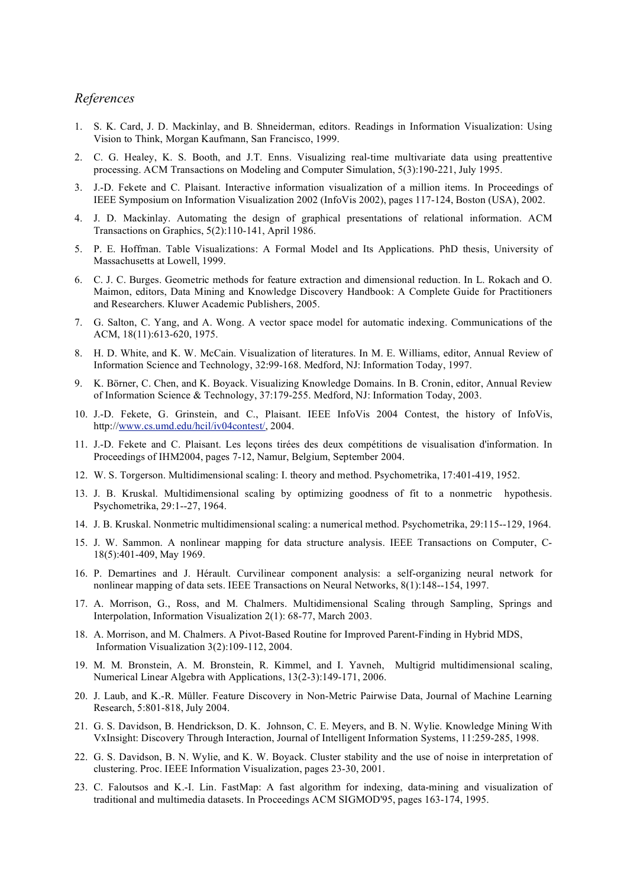*References*

1. S. K. Card, J. D. Mackinlay, and B. Shneiderman, editors. Readings in Information Visualization: Using Vision to Think, Morgan Kaufmann, San Francisco, 1999.
2. C. G. Healey, K. S. Booth, and J.T. Enns. Visualizing real-time multivariate data using preattentive processing. ACM Transactions on Modeling and Computer Simulation, 5(3):190-221, July 1995.
3. J.-D. Fekete and C. Plaisant. Interactive information visualization of a million items. In Proceedings of IEEE Symposium on Information Visualization 2002 (InfoVis 2002), pages 117-124, Boston (USA), 2002.
4. J. D. Mackinlay. Automating the design of graphical presentations of relational information. ACM Transactions on Graphics, 5(2):110-141, April 1986.
5. P. E. Hoffman. Table Visualizations: A Formal Model and Its Applications. PhD thesis, University of Massachusetts at Lowell, 1999.
6. C. J. C. Burges. Geometric methods for feature extraction and dimensional reduction. In L. Rokach and O. Maimon, editors, Data Mining and Knowledge Discovery Handbook: A Complete Guide for Practitioners and Researchers. Kluwer Academic Publishers, 2005.
7. G. Salton, C. Yang, and A. Wong. A vector space model for automatic indexing. Communications of the ACM, 18(11):613-620, 1975.
8. H. D. White, and K. W. McCain. Visualization of literatures. In M. E. Williams, editor, Annual Review of Information Science and Technology, 32:99-168. Medford, NJ: Information Today, 1997.
9. K. Börner, C. Chen, and K. Boyack. Visualizing Knowledge Domains. In B. Cronin, editor, Annual Review of Information Science & Technology, 37:179-255. Medford, NJ: Information Today, 2003.
10. J.-D. Fekete, G. Grinstein, and C., Plaisant. IEEE InfoVis 2004 Contest, the history of InfoVis, http://www.cs.umd.edu/hcil/iv04contest/, 2004.
11. J.-D. Fekete and C. Plaisant. Les leçons tirées des deux compétitions de visualisation d'information. In Proceedings of IHM2004, pages 7-12, Namur, Belgium, September 2004.
12. W. S. Torgerson. Multidimensional scaling: I. theory and method. Psychometrika, 17:401-419, 1952.
13. J. B. Kruskal. Multidimensional scaling by optimizing goodness of fit to a nonmetric hypothesis. Psychometrika, 29:1--27, 1964.
14. J. B. Kruskal. Nonmetric multidimensional scaling: a numerical method. Psychometrika, 29:115--129, 1964.
15. J. W. Sammon. A nonlinear mapping for data structure analysis. IEEE Transactions on Computer, C-18(5):401-409, May 1969.
16. P. Demartines and J. Hérault. Curvilinear component analysis: a self-organizing neural network for nonlinear mapping of data sets. IEEE Transactions on Neural Networks, 8(1):148--154, 1997.
17. A. Morrison, G., Ross, and M. Chalmers. Multidimensional Scaling through Sampling, Springs and Interpolation, Information Visualization 2(1): 68-77, March 2003.
18. A. Morrison, and M. Chalmers. A Pivot-Based Routine for Improved Parent-Finding in Hybrid MDS, Information Visualization 3(2):109-112, 2004.
19. M. M. Bronstein, A. M. Bronstein, R. Kimmel, and I. Yavneh, Multigrid multidimensional scaling, Numerical Linear Algebra with Applications, 13(2-3):149-171, 2006.
20. J. Laub, and K.-R. Müller. Feature Discovery in Non-Metric Pairwise Data, Journal of Machine Learning Research, 5:801-818, July 2004.
21. G. S. Davidson, B. Hendrickson, D. K. Johnson, C. E. Meyers, and B. N. Wylie. Knowledge Mining With VxInsight: Discovery Through Interaction, Journal of Intelligent Information Systems, 11:259-285, 1998.
22. G. S. Davidson, B. N. Wylie, and K. W. Boyack. Cluster stability and the use of noise in interpretation of clustering. Proc. IEEE Information Visualization, pages 23-30, 2001.
23. C. Faloutsos and K.-I. Lin. FastMap: A fast algorithm for indexing, data-mining and visualization of traditional and multimedia datasets. In Proceedings ACM SIGMOD'95, pages 163-174, 1995.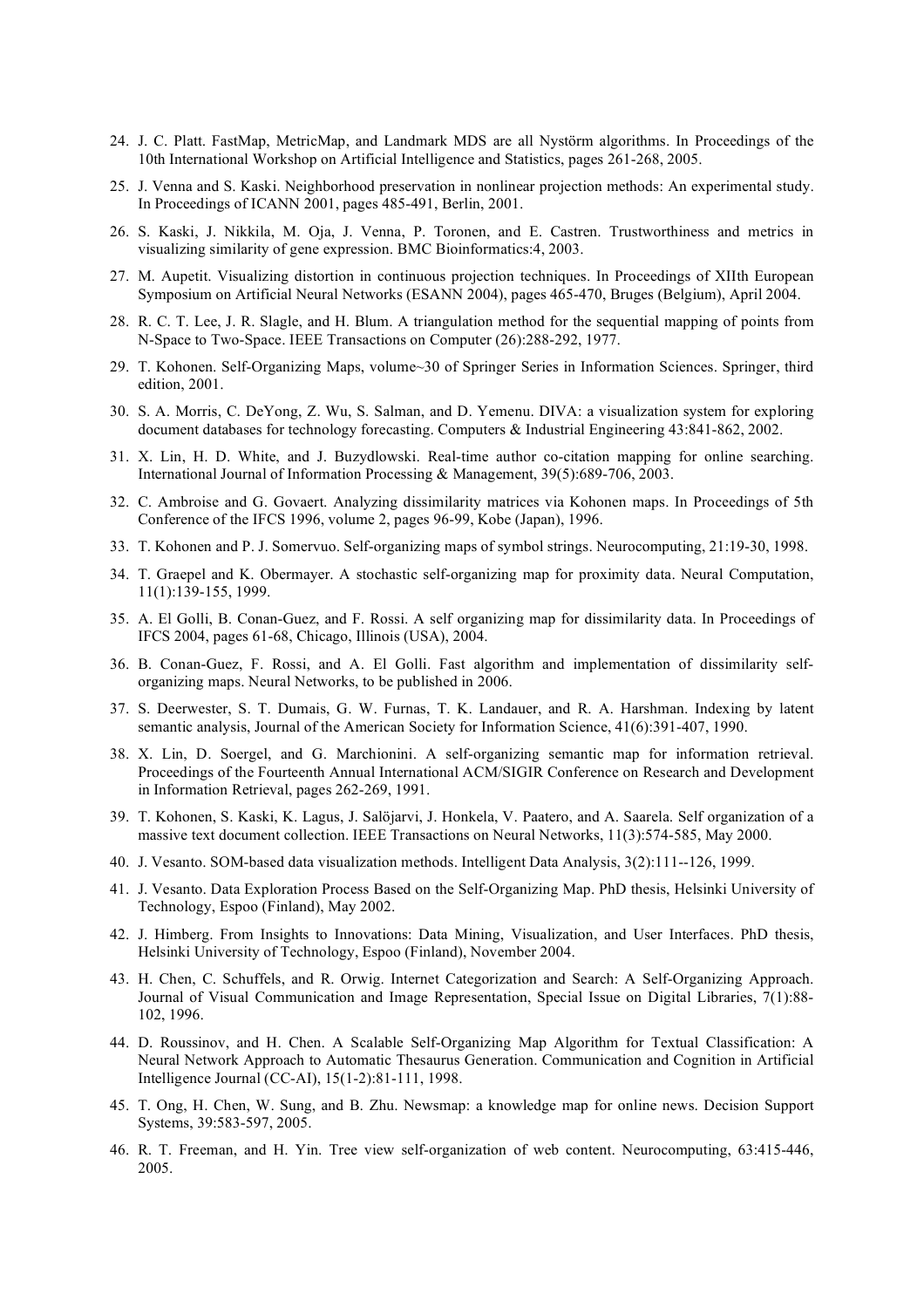24. J. C. Platt. FastMap, MetricMap, and Landmark MDS are all Nystörm algorithms. In Proceedings of the 10th International Workshop on Artificial Intelligence and Statistics, pages 261-268, 2005.
25. J. Venna and S. Kaski. Neighborhood preservation in nonlinear projection methods: An experimental study. In Proceedings of ICANN 2001, pages 485-491, Berlin, 2001.
26. S. Kaski, J. Nikkila, M. Oja, J. Venna, P. Toronen, and E. Castren. Trustworthiness and metrics in visualizing similarity of gene expression. BMC Bioinformatics:4, 2003.
27. M. Aupetit. Visualizing distortion in continuous projection techniques. In Proceedings of XIIth European Symposium on Artificial Neural Networks (ESANN 2004), pages 465-470, Bruges (Belgium), April 2004.
28. R. C. T. Lee, J. R. Slagle, and H. Blum. A triangulation method for the sequential mapping of points from N-Space to Two-Space. IEEE Transactions on Computer (26):288-292, 1977.
29. T. Kohonen. Self-Organizing Maps, volume~30 of Springer Series in Information Sciences. Springer, third edition, 2001.
30. S. A. Morris, C. DeYong, Z. Wu, S. Salman, and D. Yemenu. DIVA: a visualization system for exploring document databases for technology forecasting. Computers & Industrial Engineering 43:841-862, 2002.
31. X. Lin, H. D. White, and J. Buzydlowski. Real-time author co-citation mapping for online searching. International Journal of Information Processing & Management, 39(5):689-706, 2003.
32. C. Ambroise and G. Govaert. Analyzing dissimilarity matrices via Kohonen maps. In Proceedings of 5th Conference of the IFCS 1996, volume 2, pages 96-99, Kobe (Japan), 1996.
33. T. Kohonen and P. J. Somervuo. Self-organizing maps of symbol strings. Neurocomputing, 21:19-30, 1998.
34. T. Graepel and K. Obermayer. A stochastic self-organizing map for proximity data. Neural Computation, 11(1):139-155, 1999.
35. A. El Golli, B. Conan-Guez, and F. Rossi. A self organizing map for dissimilarity data. In Proceedings of IFCS 2004, pages 61-68, Chicago, Illinois (USA), 2004.
36. B. Conan-Guez, F. Rossi, and A. El Golli. Fast algorithm and implementation of dissimilarity self-organizing maps. Neural Networks, to be published in 2006.
37. S. Deerwester, S. T. Dumais, G. W. Furnas, T. K. Landauer, and R. A. Harshman. Indexing by latent semantic analysis, Journal of the American Society for Information Science, 41(6):391-407, 1990.
38. X. Lin, D. Soergel, and G. Marchionini. A self-organizing semantic map for information retrieval. Proceedings of the Fourteenth Annual International ACM/SIGIR Conference on Research and Development in Information Retrieval, pages 262-269, 1991.
39. T. Kohonen, S. Kaski, K. Lagus, J. Salöjarvi, J. Honkela, V. Paatero, and A. Saarela. Self organization of a massive text document collection. IEEE Transactions on Neural Networks, 11(3):574-585, May 2000.
40. J. Vesanto. SOM-based data visualization methods. Intelligent Data Analysis, 3(2):111--126, 1999.
41. J. Vesanto. Data Exploration Process Based on the Self-Organizing Map. PhD thesis, Helsinki University of Technology, Espoo (Finland), May 2002.
42. J. Himberg. From Insights to Innovations: Data Mining, Visualization, and User Interfaces. PhD thesis, Helsinki University of Technology, Espoo (Finland), November 2004.
43. H. Chen, C. Schuffels, and R. Orwig. Internet Categorization and Search: A Self-Organizing Approach. Journal of Visual Communication and Image Representation, Special Issue on Digital Libraries, 7(1):88-102, 1996.
44. D. Roussinov, and H. Chen. A Scalable Self-Organizing Map Algorithm for Textual Classification: A Neural Network Approach to Automatic Thesaurus Generation. Communication and Cognition in Artificial Intelligence Journal (CC-AI), 15(1-2):81-111, 1998.
45. T. Ong, H. Chen, W. Sung, and B. Zhu. Newsmap: a knowledge map for online news. Decision Support Systems, 39:583-597, 2005.
46. R. T. Freeman, and H. Yin. Tree view self-organization of web content. Neurocomputing, 63:415-446, 2005.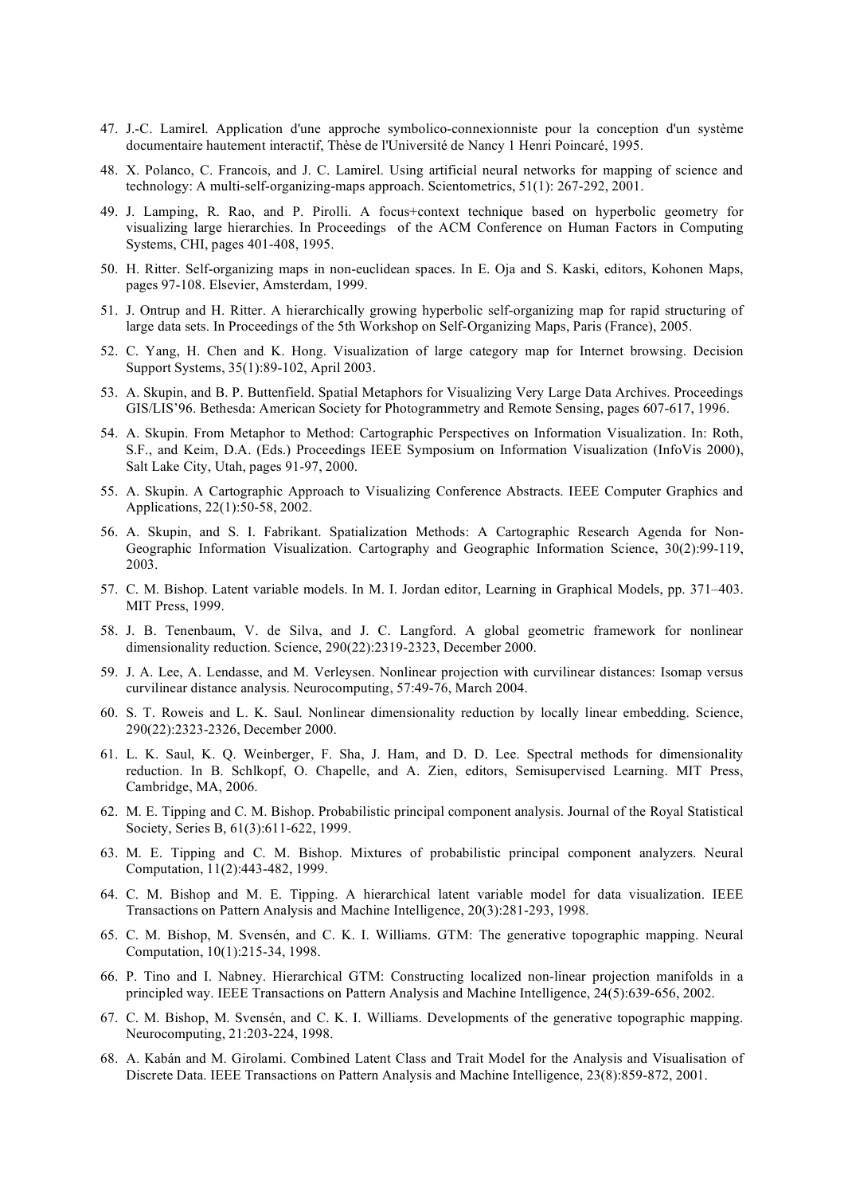47. J.-C. Lamirel. Application d'une approche symbolico-connexionniste pour la conception d'un système documentaire hautement interactif, Thèse de l'Université de Nancy 1 Henri Poincaré, 1995.

48. X. Polanco, C. Francois, and J. C. Lamirel. Using artificial neural networks for mapping of science and technology: A multi-self-organizing-maps approach. Scientometrics, 51(1): 267-292, 2001.

49. J. Lamping, R. Rao, and P. Pirolli. A focus+context technique based on hyperbolic geometry for visualizing large hierarchies. In Proceedings of the ACM Conference on Human Factors in Computing Systems, CHI, pages 401-408, 1995.

50. H. Ritter. Self-organizing maps in non-euclidean spaces. In E. Oja and S. Kaski, editors, Kohonen Maps, pages 97-108. Elsevier, Amsterdam, 1999.

51. J. Ontrup and H. Ritter. A hierarchically growing hyperbolic self-organizing map for rapid structuring of large data sets. In Proceedings of the 5th Workshop on Self-Organizing Maps, Paris (France), 2005.

52. C. Yang, H. Chen and K. Hong. Visualization of large category map for Internet browsing. Decision Support Systems, 35(1):89-102, April 2003.

53. A. Skupin, and B. P. Buttenfield. Spatial Metaphors for Visualizing Very Large Data Archives. Proceedings GIS/LIS'96. Bethesda: American Society for Photogrammetry and Remote Sensing, pages 607-617, 1996.

54. A. Skupin. From Metaphor to Method: Cartographic Perspectives on Information Visualization. In: Roth, S.F., and Keim, D.A. (Eds.) Proceedings IEEE Symposium on Information Visualization (InfoVis 2000), Salt Lake City, Utah, pages 91-97, 2000.

55. A. Skupin. A Cartographic Approach to Visualizing Conference Abstracts. IEEE Computer Graphics and Applications, 22(1):50-58, 2002.

56. A. Skupin, and S. I. Fabrikant. Spatialization Methods: A Cartographic Research Agenda for Non-Geographic Information Visualization. Cartography and Geographic Information Science, 30(2):99-119, 2003.

57. C. M. Bishop. Latent variable models. In M. I. Jordan editor, Learning in Graphical Models, pp. 371–403. MIT Press, 1999.

58. J. B. Tenenbaum, V. de Silva, and J. C. Langford. A global geometric framework for nonlinear dimensionality reduction. Science, 290(22):2319-2323, December 2000.

59. J. A. Lee, A. Lendasse, and M. Verleysen. Nonlinear projection with curvilinear distances: Isomap versus curvilinear distance analysis. Neurocomputing, 57:49-76, March 2004.

60. S. T. Roweis and L. K. Saul. Nonlinear dimensionality reduction by locally linear embedding. Science, 290(22):2323-2326, December 2000.

61. L. K. Saul, K. Q. Weinberger, F. Sha, J. Ham, and D. D. Lee. Spectral methods for dimensionality reduction. In B. Schlkopf, O. Chapelle, and A. Zien, editors, Semisupervised Learning. MIT Press, Cambridge, MA, 2006.

62. M. E. Tipping and C. M. Bishop. Probabilistic principal component analysis. Journal of the Royal Statistical Society, Series B, 61(3):611-622, 1999.

63. M. E. Tipping and C. M. Bishop. Mixtures of probabilistic principal component analyzers. Neural Computation, 11(2):443-482, 1999.

64. C. M. Bishop and M. E. Tipping. A hierarchical latent variable model for data visualization. IEEE Transactions on Pattern Analysis and Machine Intelligence, 20(3):281-293, 1998.

65. C. M. Bishop, M. Svensén, and C. K. I. Williams. GTM: The generative topographic mapping. Neural Computation, 10(1):215-34, 1998.

66. P. Tino and I. Nabney. Hierarchical GTM: Constructing localized non-linear projection manifolds in a principled way. IEEE Transactions on Pattern Analysis and Machine Intelligence, 24(5):639-656, 2002.

67. C. M. Bishop, M. Svensén, and C. K. I. Williams. Developments of the generative topographic mapping. Neurocomputing, 21:203-224, 1998.

68. A. Kabán and M. Girolami. Combined Latent Class and Trait Model for the Analysis and Visualisation of Discrete Data. IEEE Transactions on Pattern Analysis and Machine Intelligence, 23(8):859-872, 2001.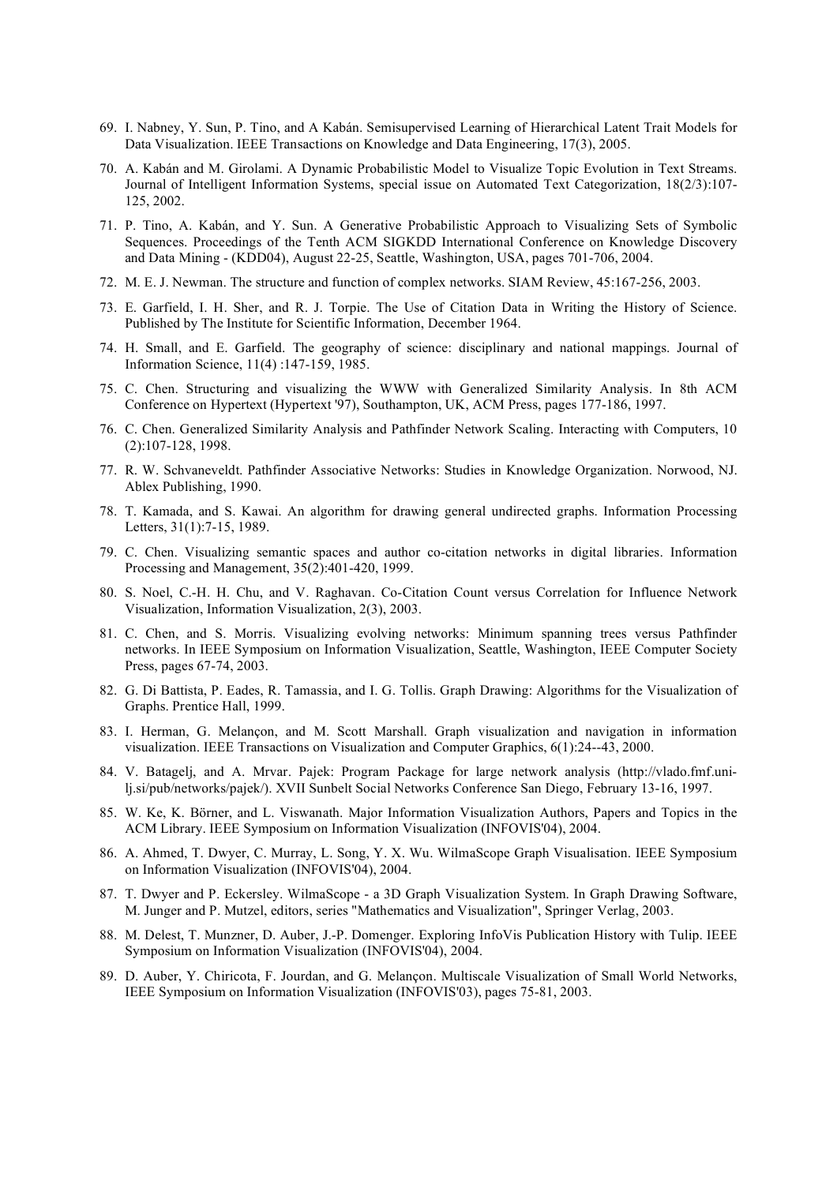69. I. Nabney, Y. Sun, P. Tino, and A Kabán. Semisupervised Learning of Hierarchical Latent Trait Models for Data Visualization. IEEE Transactions on Knowledge and Data Engineering, 17(3), 2005.
70. A. Kabán and M. Girolami. A Dynamic Probabilistic Model to Visualize Topic Evolution in Text Streams. Journal of Intelligent Information Systems, special issue on Automated Text Categorization, 18(2/3):107-125, 2002.
71. P. Tino, A. Kabán, and Y. Sun. A Generative Probabilistic Approach to Visualizing Sets of Symbolic Sequences. Proceedings of the Tenth ACM SIGKDD International Conference on Knowledge Discovery and Data Mining - (KDD04), August 22-25, Seattle, Washington, USA, pages 701-706, 2004.
72. M. E. J. Newman. The structure and function of complex networks. SIAM Review, 45:167-256, 2003.
73. E. Garfield, I. H. Sher, and R. J. Torpie. The Use of Citation Data in Writing the History of Science. Published by The Institute for Scientific Information, December 1964.
74. H. Small, and E. Garfield. The geography of science: disciplinary and national mappings. Journal of Information Science, 11(4) :147-159, 1985.
75. C. Chen. Structuring and visualizing the WWW with Generalized Similarity Analysis. In 8th ACM Conference on Hypertext (Hypertext '97), Southampton, UK, ACM Press, pages 177-186, 1997.
76. C. Chen. Generalized Similarity Analysis and Pathfinder Network Scaling. Interacting with Computers, 10 (2):107-128, 1998.
77. R. W. Schvaneveldt. Pathfinder Associative Networks: Studies in Knowledge Organization. Norwood, NJ. Ablex Publishing, 1990.
78. T. Kamada, and S. Kawai. An algorithm for drawing general undirected graphs. Information Processing Letters, 31(1):7-15, 1989.
79. C. Chen. Visualizing semantic spaces and author co-citation networks in digital libraries. Information Processing and Management, 35(2):401-420, 1999.
80. S. Noel, C.-H. H. Chu, and V. Raghavan. Co-Citation Count versus Correlation for Influence Network Visualization, Information Visualization, 2(3), 2003.
81. C. Chen, and S. Morris. Visualizing evolving networks: Minimum spanning trees versus Pathfinder networks. In IEEE Symposium on Information Visualization, Seattle, Washington, IEEE Computer Society Press, pages 67-74, 2003.
82. G. Di Battista, P. Eades, R. Tamassia, and I. G. Tollis. Graph Drawing: Algorithms for the Visualization of Graphs. Prentice Hall, 1999.
83. I. Herman, G. Melançon, and M. Scott Marshall. Graph visualization and navigation in information visualization. IEEE Transactions on Visualization and Computer Graphics, 6(1):24--43, 2000.
84. V. Batagelj, and A. Mrvar. Pajek: Program Package for large network analysis (http://vlado.fmf.uni-lj.si/pub/networks/pajek/). XVII Sunbelt Social Networks Conference San Diego, February 13-16, 1997.
85. W. Ke, K. Börner, and L. Viswanath. Major Information Visualization Authors, Papers and Topics in the ACM Library. IEEE Symposium on Information Visualization (INFOVIS'04), 2004.
86. A. Ahmed, T. Dwyer, C. Murray, L. Song, Y. X. Wu. WilmaScope Graph Visualisation. IEEE Symposium on Information Visualization (INFOVIS'04), 2004.
87. T. Dwyer and P. Eckersley. WilmaScope - a 3D Graph Visualization System. In Graph Drawing Software, M. Junger and P. Mutzel, editors, series "Mathematics and Visualization", Springer Verlag, 2003.
88. M. Delest, T. Munzner, D. Auber, J.-P. Domenger. Exploring InfoVis Publication History with Tulip. IEEE Symposium on Information Visualization (INFOVIS'04), 2004.
89. D. Auber, Y. Chiricota, F. Jourdan, and G. Melançon. Multiscale Visualization of Small World Networks, IEEE Symposium on Information Visualization (INFOVIS'03), pages 75-81, 2003.